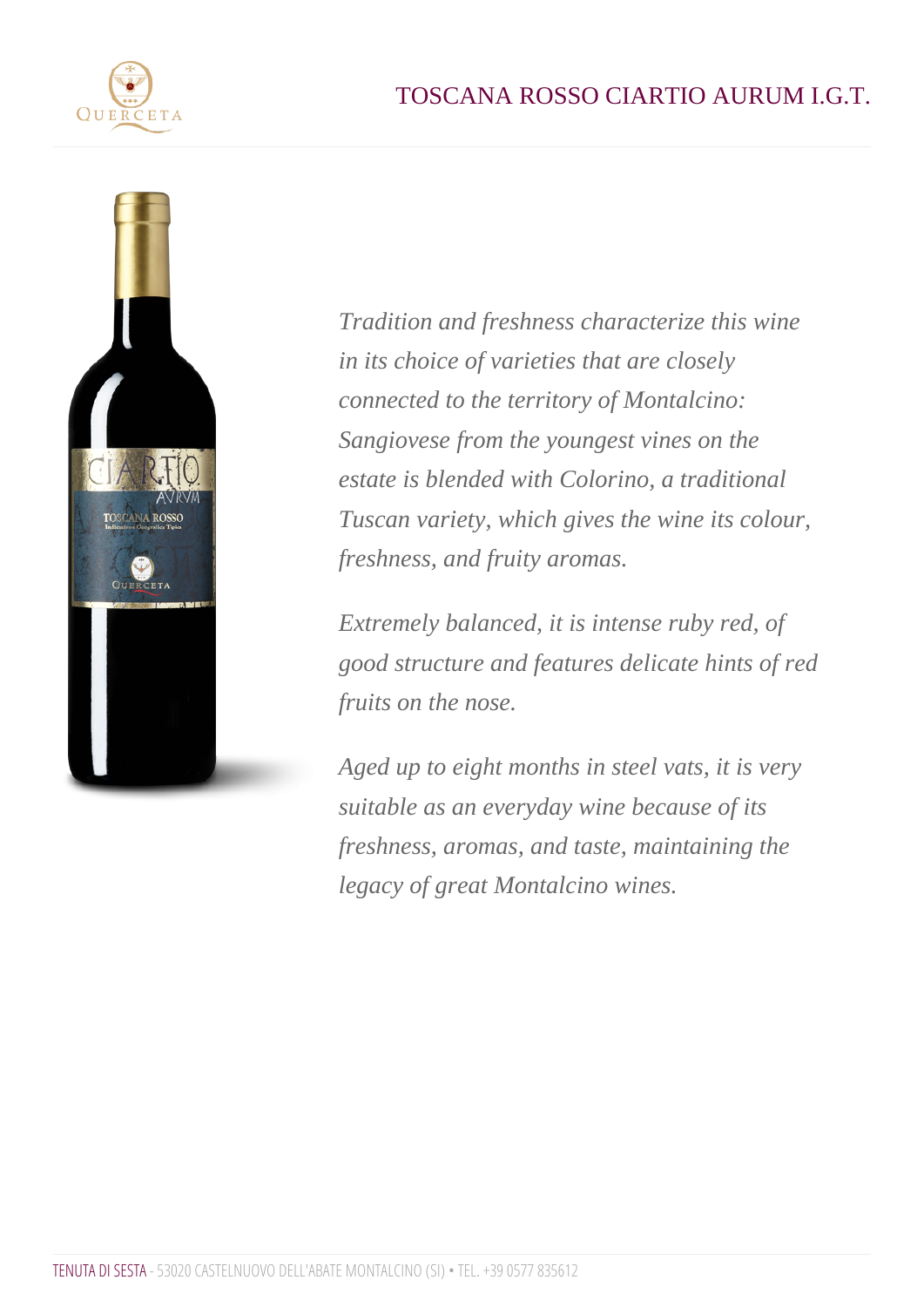# TOSCANA ROSSO CIARTIO AURUM I.G.T.

*Tradition and freshness characterize this wine in its choice of varieties that are closely connected to the territory of Montalcino: Sangiovese from the youngest vines on the estate is blended with Colorino, a traditional Tuscan variety, which gives the wine its colour, freshness, and fruity aromas.*

*Extremely balanced, it is intense ruby red, of good structure and features delicate hints of red fruits on the nose.*

*Aged up to eight months in steel vats, it is very suitable as an everyday wine because of its freshness, aromas, and taste, maintaining the legacy of great Montalcino wines.*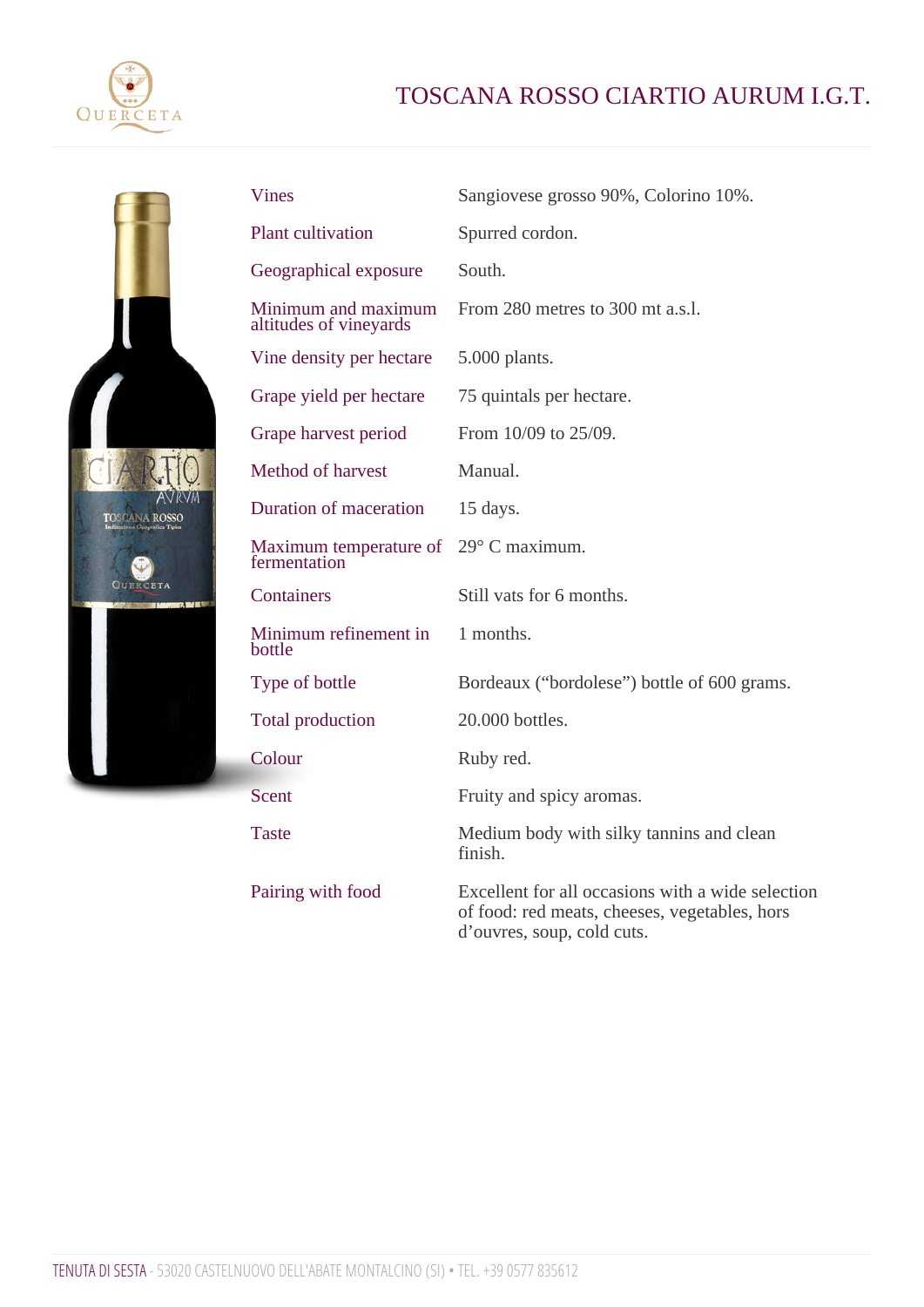# TOSCANA ROSSO CIARTIO AURUM I.G.T.

| | |
|---|---|
| Vines | Sangiovese grosso 90%, Colorino 10%. |
| Plant cultivation | Spurred cordon. |
| Geographical exposure | South. |
| Minimum and maximum altitudes of vineyards | From 280 metres to 300 mt a.s.l. |
| Vine density per hectare | 5.000 plants. |
| Grape yield per hectare | 75 quintals per hectare. |
| Grape harvest period | From 10/09 to 25/09. |
| Method of harvest | Manual. |
| Duration of maceration | 15 days. |
| Maximum temperature of fermentation | 29° C maximum. |
| Containers | Still vats for 6 months. |
| Minimum refinement in bottle | 1 months. |
| Type of bottle | Bordeaux (“bordolese”) bottle of 600 grams. |
| Total production | 20.000 bottles. |
| Colour | Ruby red. |
| Scent | Fruity and spicy aromas. |
| Taste | Medium body with silky tannins and clean finish. |
| Pairing with food | Excellent for all occasions with a wide selection of food: red meats, cheeses, vegetables, hors d’ouvres, soup, cold cuts. |

TENUTA DI SESTA - 53020 CASTELNUOVO DELL'ABATE MONTALCINO (SI) • TEL. +39 0577 835612